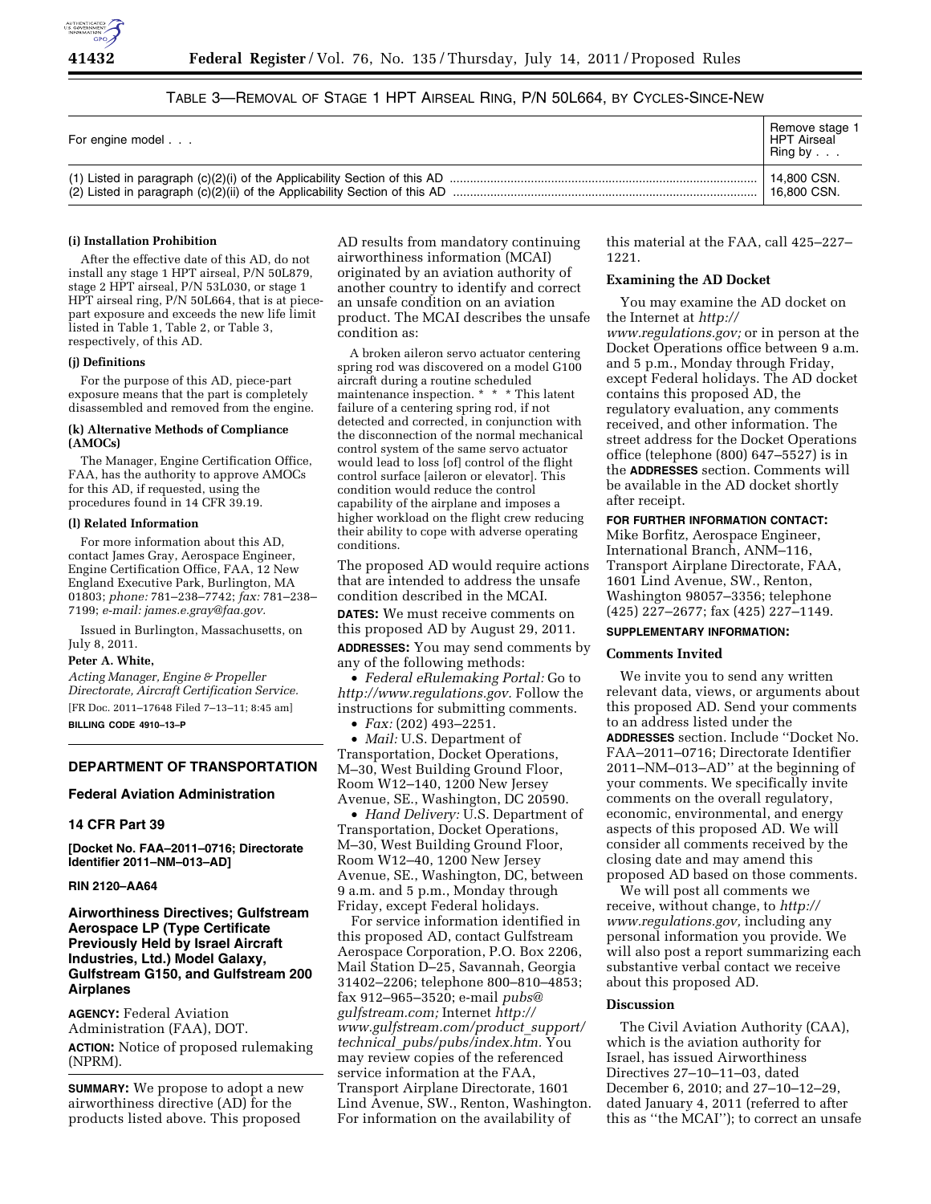TABLE 3—REMOVAL OF STAGE 1 HPT AIRSEAL RING, P/N 50L664, BY CYCLES-SINCE-NEW

| For engine model . . . | Remove stage 1 HPT Airseal Ring by . . . |
| --- | --- |
| (1) Listed in paragraph (c)(2)(i) of the Applicability Section of this AD | 14,800 CSN. |
| (2) Listed in paragraph (c)(2)(ii) of the Applicability Section of this AD | 16,800 CSN. |

**(i) Installation Prohibition**

After the effective date of this AD, do not install any stage 1 HPT airseal, P/N 50L879, stage 2 HPT airseal, P/N 53L030, or stage 1 HPT airseal ring, P/N 50L664, that is at piece-part exposure and exceeds the new life limit listed in Table 1, Table 2, or Table 3, respectively, of this AD.

**(j) Definitions**

For the purpose of this AD, piece-part exposure means that the part is completely disassembled and removed from the engine.

**(k) Alternative Methods of Compliance (AMOCs)**

The Manager, Engine Certification Office, FAA, has the authority to approve AMOCs for this AD, if requested, using the procedures found in 14 CFR 39.19.

**(l) Related Information**

For more information about this AD, contact James Gray, Aerospace Engineer, Engine Certification Office, FAA, 12 New England Executive Park, Burlington, MA 01803; *phone:* 781–238–7742; *fax:* 781–238–7199; *e-mail: james.e.gray@faa.gov.*

Issued in Burlington, Massachusetts, on July 8, 2011.

**Peter A. White,**

*Acting Manager, Engine & Propeller Directorate, Aircraft Certification Service.*

[FR Doc. 2011–17648 Filed 7–13–11; 8:45 am]

**BILLING CODE 4910–13–P**

## DEPARTMENT OF TRANSPORTATION

### Federal Aviation Administration

### 14 CFR Part 39

**[Docket No. FAA–2011–0716; Directorate Identifier 2011–NM–013–AD]**

**RIN 2120–AA64**

## Airworthiness Directives; Gulfstream Aerospace LP (Type Certificate Previously Held by Israel Aircraft Industries, Ltd.) Model Galaxy, Gulfstream G150, and Gulfstream 200 Airplanes

**AGENCY:** Federal Aviation Administration (FAA), DOT.

**ACTION:** Notice of proposed rulemaking (NPRM).

**SUMMARY:** We propose to adopt a new airworthiness directive (AD) for the products listed above. This proposed AD results from mandatory continuing airworthiness information (MCAI) originated by an aviation authority of another country to identify and correct an unsafe condition on an aviation product. The MCAI describes the unsafe condition as:

> A broken aileron servo actuator centering spring rod was discovered on a model G100 aircraft during a routine scheduled maintenance inspection. * * * This latent failure of a centering spring rod, if not detected and corrected, in conjunction with the disconnection of the normal mechanical control system of the same servo actuator would lead to loss [of] control of the flight control surface [aileron or elevator]. This condition would reduce the control capability of the airplane and imposes a higher workload on the flight crew reducing their ability to cope with adverse operating conditions.

The proposed AD would require actions that are intended to address the unsafe condition described in the MCAI.

**DATES:** We must receive comments on this proposed AD by August 29, 2011.

**ADDRESSES:** You may send comments by any of the following methods:

- *Federal eRulemaking Portal:* Go to *http://www.regulations.gov.* Follow the instructions for submitting comments.
- *Fax:* (202) 493–2251.
- *Mail:* U.S. Department of Transportation, Docket Operations, M–30, West Building Ground Floor, Room W12–140, 1200 New Jersey Avenue, SE., Washington, DC 20590.
- *Hand Delivery:* U.S. Department of Transportation, Docket Operations, M–30, West Building Ground Floor, Room W12–40, 1200 New Jersey Avenue, SE., Washington, DC, between 9 a.m. and 5 p.m., Monday through Friday, except Federal holidays.

For service information identified in this proposed AD, contact Gulfstream Aerospace Corporation, P.O. Box 2206, Mail Station D–25, Savannah, Georgia 31402–2206; telephone 800–810–4853; fax 912–965–3520; e-mail *pubs@gulfstream.com;* Internet *http://www.gulfstream.com/product_support/technical_pubs/pubs/index.htm.* You may review copies of the referenced service information at the FAA, Transport Airplane Directorate, 1601 Lind Avenue, SW., Renton, Washington. For information on the availability of this material at the FAA, call 425–227–1221.

**Examining the AD Docket**

You may examine the AD docket on the Internet at *http://www.regulations.gov;* or in person at the Docket Operations office between 9 a.m. and 5 p.m., Monday through Friday, except Federal holidays. The AD docket contains this proposed AD, the regulatory evaluation, any comments received, and other information. The street address for the Docket Operations office (telephone (800) 647–5527) is in the **ADDRESSES** section. Comments will be available in the AD docket shortly after receipt.

**FOR FURTHER INFORMATION CONTACT:** Mike Borfitz, Aerospace Engineer, International Branch, ANM–116, Transport Airplane Directorate, FAA, 1601 Lind Avenue, SW., Renton, Washington 98057–3356; telephone (425) 227–2677; fax (425) 227–1149.

**SUPPLEMENTARY INFORMATION:**

**Comments Invited**

We invite you to send any written relevant data, views, or arguments about this proposed AD. Send your comments to an address listed under the **ADDRESSES** section. Include "Docket No. FAA–2011–0716; Directorate Identifier 2011–NM–013–AD" at the beginning of your comments. We specifically invite comments on the overall regulatory, economic, environmental, and energy aspects of this proposed AD. We will consider all comments received by the closing date and may amend this proposed AD based on those comments.

We will post all comments we receive, without change, to *http://www.regulations.gov,* including any personal information you provide. We will also post a report summarizing each substantive verbal contact we receive about this proposed AD.

**Discussion**

The Civil Aviation Authority (CAA), which is the aviation authority for Israel, has issued Airworthiness Directives 27–10–11–03, dated December 6, 2010; and 27–10–12–29, dated January 4, 2011 (referred to after this as "the MCAI"); to correct an unsafe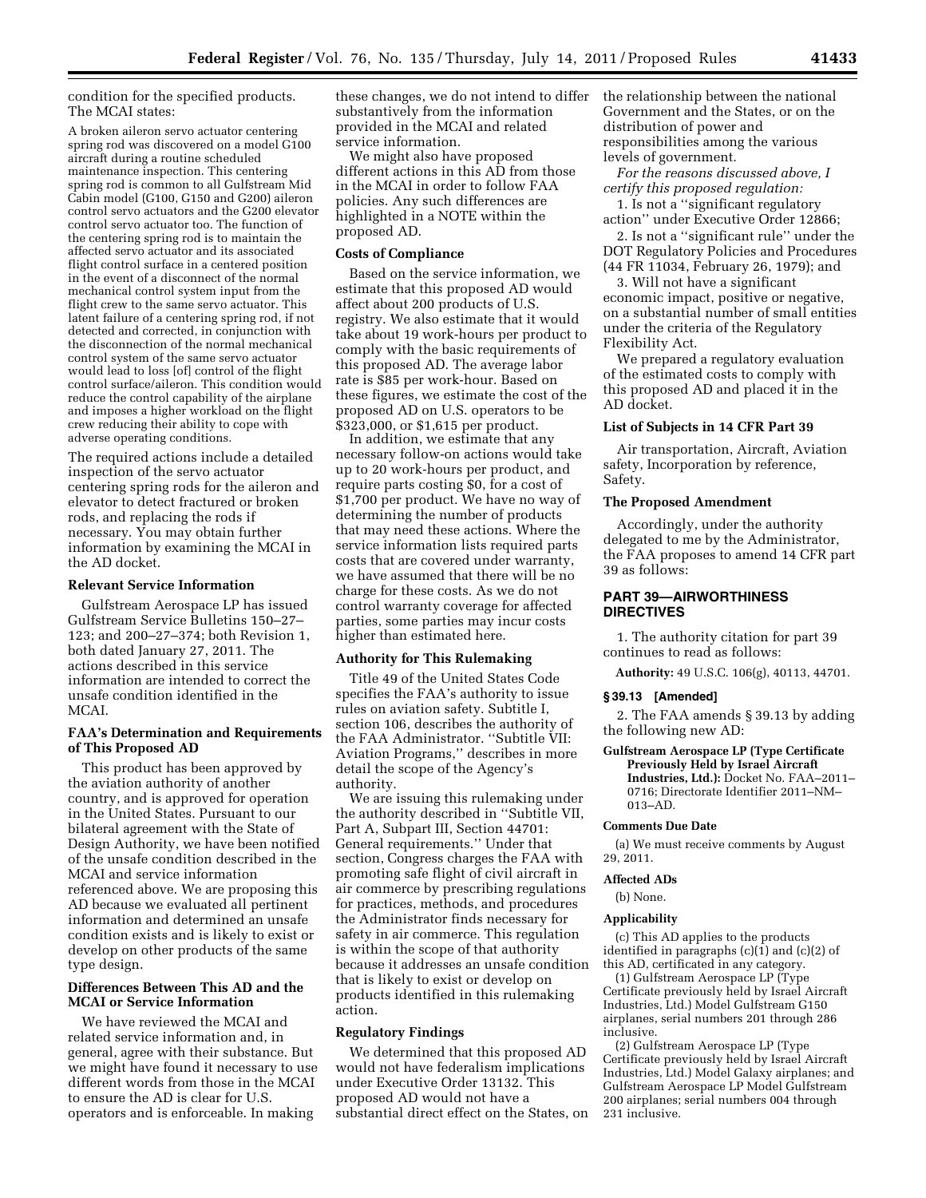condition for the specified products. The MCAI states:

A broken aileron servo actuator centering spring rod was discovered on a model G100 aircraft during a routine scheduled maintenance inspection. This centering spring rod is common to all Gulfstream Mid Cabin model (G100, G150 and G200) aileron control servo actuators and the G200 elevator control servo actuator too. The function of the centering spring rod is to maintain the affected servo actuator and its associated flight control surface in a centered position in the event of a disconnect of the normal mechanical control system input from the flight crew to the same servo actuator. This latent failure of a centering spring rod, if not detected and corrected, in conjunction with the disconnection of the normal mechanical control system of the same servo actuator would lead to loss [of] control of the flight control surface/aileron. This condition would reduce the control capability of the airplane and imposes a higher workload on the flight crew reducing their ability to cope with adverse operating conditions.

The required actions include a detailed inspection of the servo actuator centering spring rods for the aileron and elevator to detect fractured or broken rods, and replacing the rods if necessary. You may obtain further information by examining the MCAI in the AD docket.

### Relevant Service Information

Gulfstream Aerospace LP has issued Gulfstream Service Bulletins 150–27–123; and 200–27–374; both Revision 1, both dated January 27, 2011. The actions described in this service information are intended to correct the unsafe condition identified in the MCAI.

### FAA's Determination and Requirements of This Proposed AD

This product has been approved by the aviation authority of another country, and is approved for operation in the United States. Pursuant to our bilateral agreement with the State of Design Authority, we have been notified of the unsafe condition described in the MCAI and service information referenced above. We are proposing this AD because we evaluated all pertinent information and determined an unsafe condition exists and is likely to exist or develop on other products of the same type design.

### Differences Between This AD and the MCAI or Service Information

We have reviewed the MCAI and related service information and, in general, agree with their substance. But we might have found it necessary to use different words from those in the MCAI to ensure the AD is clear for U.S. operators and is enforceable. In making these changes, we do not intend to differ substantively from the information provided in the MCAI and related service information.

We might also have proposed different actions in this AD from those in the MCAI in order to follow FAA policies. Any such differences are highlighted in a NOTE within the proposed AD.

### Costs of Compliance

Based on the service information, we estimate that this proposed AD would affect about 200 products of U.S. registry. We also estimate that it would take about 19 work-hours per product to comply with the basic requirements of this proposed AD. The average labor rate is $85 per work-hour. Based on these figures, we estimate the cost of the proposed AD on U.S. operators to be $323,000, or $1,615 per product.

In addition, we estimate that any necessary follow-on actions would take up to 20 work-hours per product, and require parts costing $0, for a cost of $1,700 per product. We have no way of determining the number of products that may need these actions. Where the service information lists required parts costs that are covered under warranty, we have assumed that there will be no charge for these costs. As we do not control warranty coverage for affected parties, some parties may incur costs higher than estimated here.

### Authority for This Rulemaking

Title 49 of the United States Code specifies the FAA's authority to issue rules on aviation safety. Subtitle I, section 106, describes the authority of the FAA Administrator. ''Subtitle VII: Aviation Programs,'' describes in more detail the scope of the Agency's authority.

We are issuing this rulemaking under the authority described in ''Subtitle VII, Part A, Subpart III, Section 44701: General requirements.'' Under that section, Congress charges the FAA with promoting safe flight of civil aircraft in air commerce by prescribing regulations for practices, methods, and procedures the Administrator finds necessary for safety in air commerce. This regulation is within the scope of that authority because it addresses an unsafe condition that is likely to exist or develop on products identified in this rulemaking action.

### Regulatory Findings

We determined that this proposed AD would not have federalism implications under Executive Order 13132. This proposed AD would not have a substantial direct effect on the States, on the relationship between the national Government and the States, or on the distribution of power and responsibilities among the various levels of government.

*For the reasons discussed above, I certify this proposed regulation:*

1. Is not a ''significant regulatory action'' under Executive Order 12866;

2. Is not a ''significant rule'' under the DOT Regulatory Policies and Procedures (44 FR 11034, February 26, 1979); and

3. Will not have a significant economic impact, positive or negative, on a substantial number of small entities under the criteria of the Regulatory Flexibility Act.

We prepared a regulatory evaluation of the estimated costs to comply with this proposed AD and placed it in the AD docket.

### List of Subjects in 14 CFR Part 39

Air transportation, Aircraft, Aviation safety, Incorporation by reference, Safety.

### The Proposed Amendment

Accordingly, under the authority delegated to me by the Administrator, the FAA proposes to amend 14 CFR part 39 as follows:

## PART 39—AIRWORTHINESS DIRECTIVES

1. The authority citation for part 39 continues to read as follows:

**Authority:** 49 U.S.C. 106(g), 40113, 44701.

### § 39.13 [Amended]

2. The FAA amends § 39.13 by adding the following new AD:

**Gulfstream Aerospace LP (Type Certificate Previously Held by Israel Aircraft Industries, Ltd.):** Docket No. FAA–2011–0716; Directorate Identifier 2011–NM–013–AD.

#### Comments Due Date

(a) We must receive comments by August 29, 2011.

#### Affected ADs

(b) None.

#### Applicability

(c) This AD applies to the products identified in paragraphs (c)(1) and (c)(2) of this AD, certificated in any category.

(1) Gulfstream Aerospace LP (Type Certificate previously held by Israel Aircraft Industries, Ltd.) Model Gulfstream G150 airplanes, serial numbers 201 through 286 inclusive.

(2) Gulfstream Aerospace LP (Type Certificate previously held by Israel Aircraft Industries, Ltd.) Model Galaxy airplanes; and Gulfstream Aerospace LP Model Gulfstream 200 airplanes; serial numbers 004 through 231 inclusive.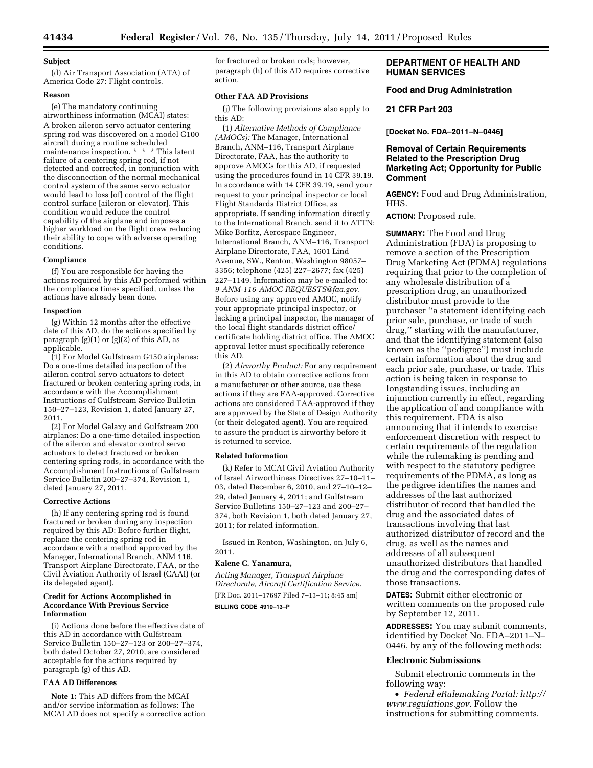**Subject**

(d) Air Transport Association (ATA) of America Code 27: Flight controls.

**Reason**

(e) The mandatory continuing airworthiness information (MCAI) states:

A broken aileron servo actuator centering spring rod was discovered on a model G100 aircraft during a routine scheduled maintenance inspection. * * * This latent failure of a centering spring rod, if not detected and corrected, in conjunction with the disconnection of the normal mechanical control system of the same servo actuator would lead to loss [of] control of the flight control surface [aileron or elevator]. This condition would reduce the control capability of the airplane and imposes a higher workload on the flight crew reducing their ability to cope with adverse operating conditions.

**Compliance**

(f) You are responsible for having the actions required by this AD performed within the compliance times specified, unless the actions have already been done.

**Inspection**

(g) Within 12 months after the effective date of this AD, do the actions specified by paragraph (g)(1) or (g)(2) of this AD, as applicable.

(1) For Model Gulfstream G150 airplanes: Do a one-time detailed inspection of the aileron control servo actuators to detect fractured or broken centering spring rods, in accordance with the Accomplishment Instructions of Gulfstream Service Bulletin 150–27–123, Revision 1, dated January 27, 2011.

(2) For Model Galaxy and Gulfstream 200 airplanes: Do a one-time detailed inspection of the aileron and elevator control servo actuators to detect fractured or broken centering spring rods, in accordance with the Accomplishment Instructions of Gulfstream Service Bulletin 200–27–374, Revision 1, dated January 27, 2011.

**Corrective Actions**

(h) If any centering spring rod is found fractured or broken during any inspection required by this AD: Before further flight, replace the centering spring rod in accordance with a method approved by the Manager, International Branch, ANM 116, Transport Airplane Directorate, FAA, or the Civil Aviation Authority of Israel (CAAI) (or its delegated agent).

**Credit for Actions Accomplished in Accordance With Previous Service Information**

(i) Actions done before the effective date of this AD in accordance with Gulfstream Service Bulletin 150–27–123 or 200–27–374, both dated October 27, 2010, are considered acceptable for the actions required by paragraph (g) of this AD.

**FAA AD Differences**

**Note 1:** This AD differs from the MCAI and/or service information as follows: The MCAI AD does not specify a corrective action for fractured or broken rods; however, paragraph (h) of this AD requires corrective action.

**Other FAA AD Provisions**

(j) The following provisions also apply to this AD:

(1) *Alternative Methods of Compliance (AMOCs):* The Manager, International Branch, ANM–116, Transport Airplane Directorate, FAA, has the authority to approve AMOCs for this AD, if requested using the procedures found in 14 CFR 39.19. In accordance with 14 CFR 39.19, send your request to your principal inspector or local Flight Standards District Office, as appropriate. If sending information directly to the International Branch, send it to ATTN: Mike Borfitz, Aerospace Engineer, International Branch, ANM–116, Transport Airplane Directorate, FAA, 1601 Lind Avenue, SW., Renton, Washington 98057–3356; telephone (425) 227–2677; fax (425) 227–1149. Information may be e-mailed to: *9-ANM-116-AMOC-REQUESTS@faa.gov.* Before using any approved AMOC, notify your appropriate principal inspector, or lacking a principal inspector, the manager of the local flight standards district office/certificate holding district office. The AMOC approval letter must specifically reference this AD.

(2) *Airworthy Product:* For any requirement in this AD to obtain corrective actions from a manufacturer or other source, use these actions if they are FAA-approved. Corrective actions are considered FAA-approved if they are approved by the State of Design Authority (or their delegated agent). You are required to assure the product is airworthy before it is returned to service.

**Related Information**

(k) Refer to MCAI Civil Aviation Authority of Israel Airworthiness Directives 27–10–11–03, dated December 6, 2010, and 27–10–12–29, dated January 4, 2011; and Gulfstream Service Bulletins 150–27–123 and 200–27–374, both Revision 1, both dated January 27, 2011; for related information.

Issued in Renton, Washington, on July 6, 2011.

**Kalene C. Yanamura,**

*Acting Manager, Transport Airplane Directorate, Aircraft Certification Service.*

[FR Doc. 2011–17697 Filed 7–13–11; 8:45 am]

**BILLING CODE 4910–13–P**

## DEPARTMENT OF HEALTH AND HUMAN SERVICES

### Food and Drug Administration

### 21 CFR Part 203

**[Docket No. FDA–2011–N–0446]**

### Removal of Certain Requirements Related to the Prescription Drug Marketing Act; Opportunity for Public Comment

**AGENCY:** Food and Drug Administration, HHS.

**ACTION:** Proposed rule.

**SUMMARY:** The Food and Drug Administration (FDA) is proposing to remove a section of the Prescription Drug Marketing Act (PDMA) regulations requiring that prior to the completion of any wholesale distribution of a prescription drug, an unauthorized distributor must provide to the purchaser ''a statement identifying each prior sale, purchase, or trade of such drug,'' starting with the manufacturer, and that the identifying statement (also known as the ''pedigree'') must include certain information about the drug and each prior sale, purchase, or trade. This action is being taken in response to longstanding issues, including an injunction currently in effect, regarding the application of and compliance with this requirement. FDA is also announcing that it intends to exercise enforcement discretion with respect to certain requirements of the regulation while the rulemaking is pending and with respect to the statutory pedigree requirements of the PDMA, as long as the pedigree identifies the names and addresses of the last authorized distributor of record that handled the drug and the associated dates of transactions involving that last authorized distributor of record and the drug, as well as the names and addresses of all subsequent unauthorized distributors that handled the drug and the corresponding dates of those transactions.

**DATES:** Submit either electronic or written comments on the proposed rule by September 12, 2011.

**ADDRESSES:** You may submit comments, identified by Docket No. FDA–2011–N–0446, by any of the following methods:

**Electronic Submissions**

Submit electronic comments in the following way:

- *Federal eRulemaking Portal: http://www.regulations.gov.* Follow the instructions for submitting comments.